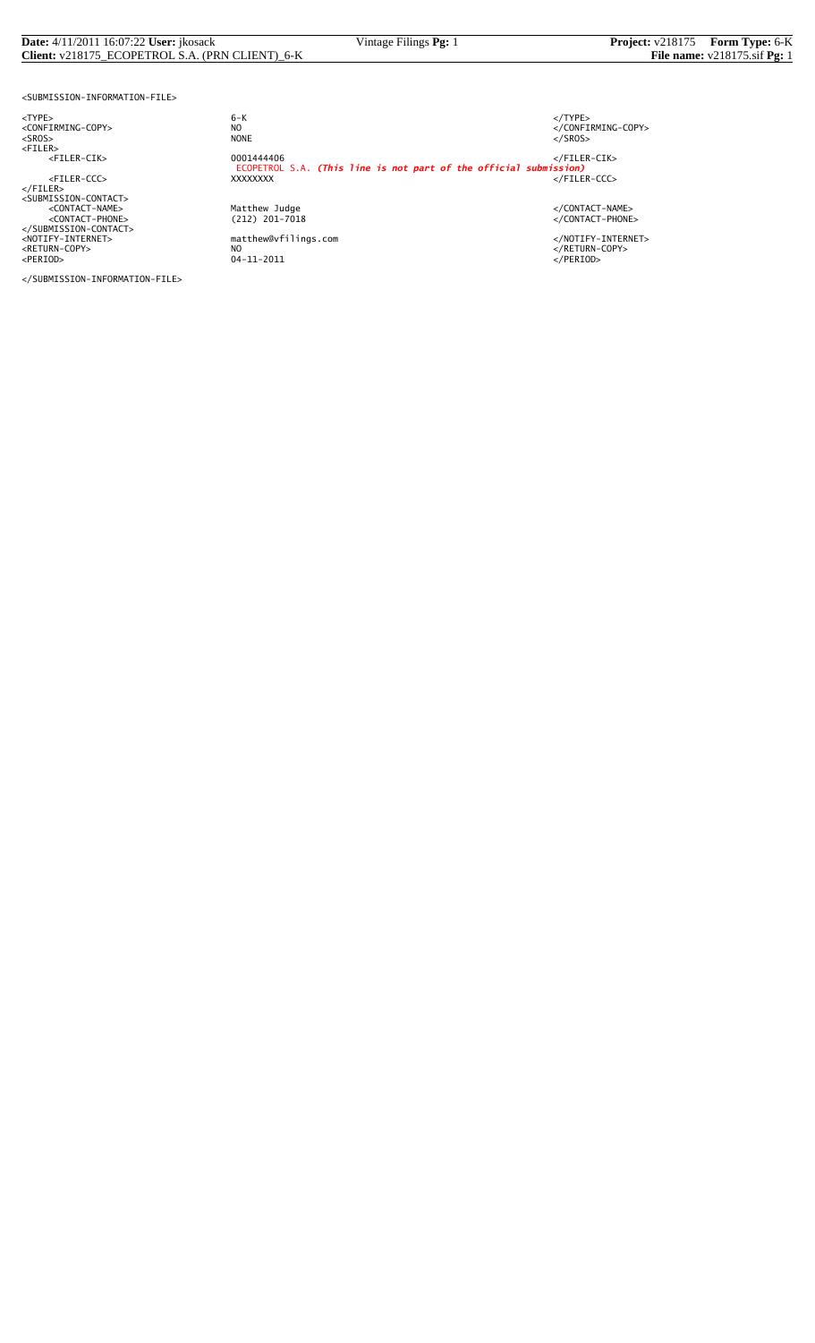```
<SUBMISSION-INFORMATION-FILE>

<TYPE>                        6-K                                                               </TYPE>
<CONFIRMING-COPY>             NO                                                                </CONFIRMING-COPY>
<SROS>                        NONE                                                              </SROS>
<FILER>
     <FILER-CIK>              0001444406                                                        </FILER-CIK>
                              ECOPETROL S.A. (This line is not part of the official submission)
     <FILER-CCC>              XXXXXXXX                                                          </FILER-CCC>
</FILER>
<SUBMISSION-CONTACT>
     <CONTACT-NAME>           Matthew Judge                                                     </CONTACT-NAME>
     <CONTACT-PHONE>          (212) 201-7018                                                    </CONTACT-PHONE>
</SUBMISSION-CONTACT>
<NOTIFY-INTERNET>             matthew@vfilings.com                                              </NOTIFY-INTERNET>
<RETURN-COPY>                 NO                                                                </RETURN-COPY>
<PERIOD>                      04-11-2011                                                        </PERIOD>

</SUBMISSION-INFORMATION-FILE>
```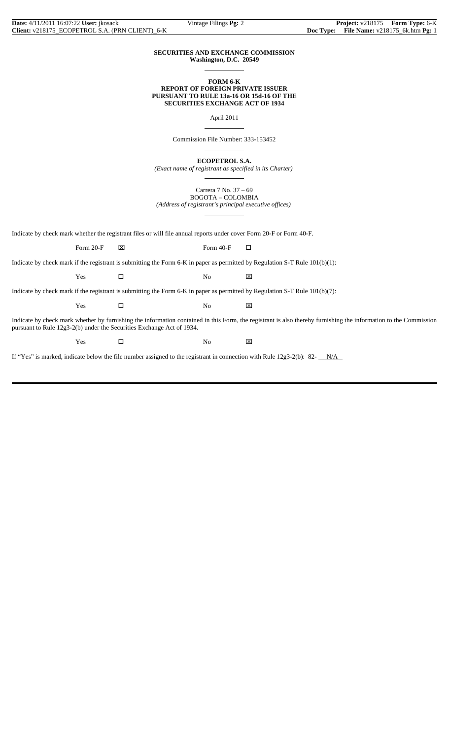**SECURITIES AND EXCHANGE COMMISSION**
**Washington, D.C. 20549**

**FORM 6-K**
**REPORT OF FOREIGN PRIVATE ISSUER**
**PURSUANT TO RULE 13a-16 OR 15d-16 OF THE**
**SECURITIES EXCHANGE ACT OF 1934**

April 2011

Commission File Number: 333-153452

**ECOPETROL S.A.**

*(Exact name of registrant as specified in its Charter)*

Carrera 7 No. 37 – 69
BOGOTA – COLOMBIA
*(Address of registrant's principal executive offices)*

Indicate by check mark whether the registrant files or will file annual reports under cover Form 20-F or Form 40-F.

Form 20-F ☒ Form 40-F ☐

Indicate by check mark if the registrant is submitting the Form 6-K in paper as permitted by Regulation S-T Rule 101(b)(1):

Yes ☐ No ☒

Indicate by check mark if the registrant is submitting the Form 6-K in paper as permitted by Regulation S-T Rule 101(b)(7):

Yes ☐ No ☒

Indicate by check mark whether by furnishing the information contained in this Form, the registrant is also thereby furnishing the information to the Commission pursuant to Rule 12g3-2(b) under the Securities Exchange Act of 1934.

Yes ☐ No ☒

If "Yes" is marked, indicate below the file number assigned to the registrant in connection with Rule 12g3-2(b): 82- N/A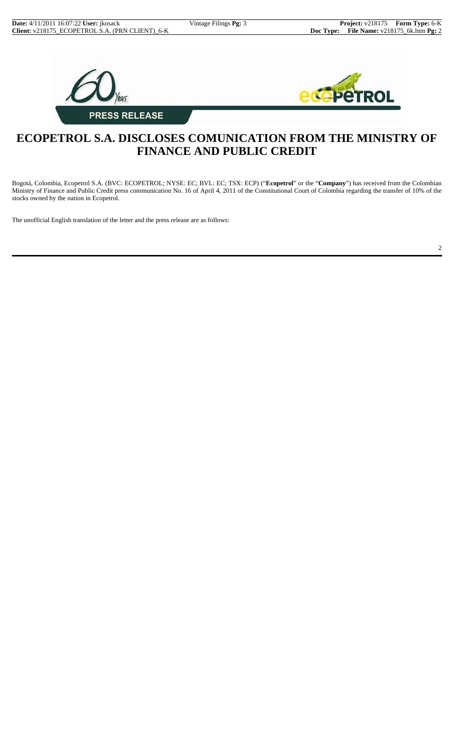**PRESS RELEASE**

# ECOPETROL S.A. DISCLOSES COMUNICATION FROM THE MINISTRY OF FINANCE AND PUBLIC CREDIT

Bogotá, Colombia, Ecopetrol S.A. (BVC: ECOPETROL; NYSE: EC; BVL: EC; TSX: ECP) ("**Ecopetrol**" or the "**Company**") has received from the Colombian Ministry of Finance and Public Credit press communication No. 16 of April 4, 2011 of the Constitutional Court of Colombia regarding the transfer of 10% of the stocks owned by the nation in Ecopetrol.

The unofficial English translation of the letter and the press release are as follows: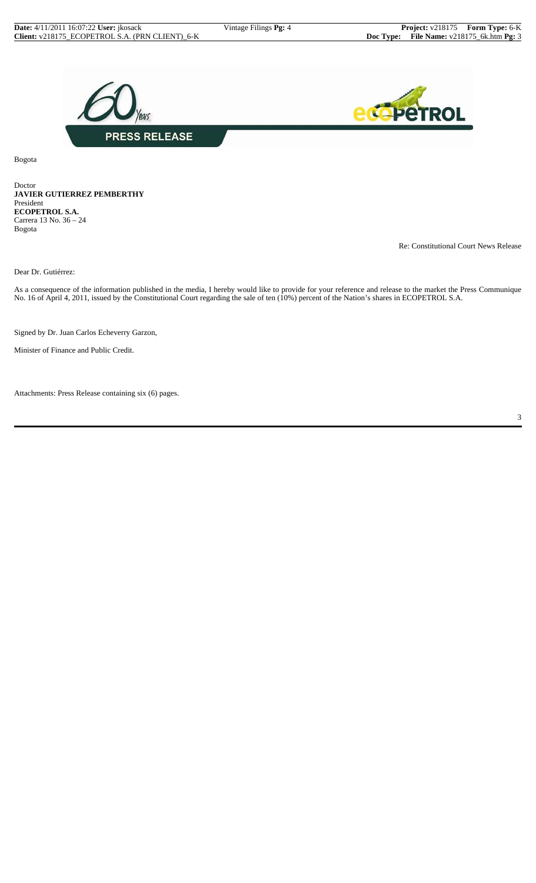**PRESS RELEASE**

Bogota

Doctor
**JAVIER GUTIERREZ PEMBERTHY**
President
**ECOPETROL S.A.**
Carrera 13 No. 36 – 24
Bogota

Re: Constitutional Court News Release

Dear Dr. Gutiérrez:

As a consequence of the information published in the media, I hereby would like to provide for your reference and release to the market the Press Communique No. 16 of April 4, 2011, issued by the Constitutional Court regarding the sale of ten (10%) percent of the Nation's shares in ECOPETROL S.A.

Signed by Dr. Juan Carlos Echeverry Garzon,

Minister of Finance and Public Credit.

Attachments: Press Release containing six (6) pages.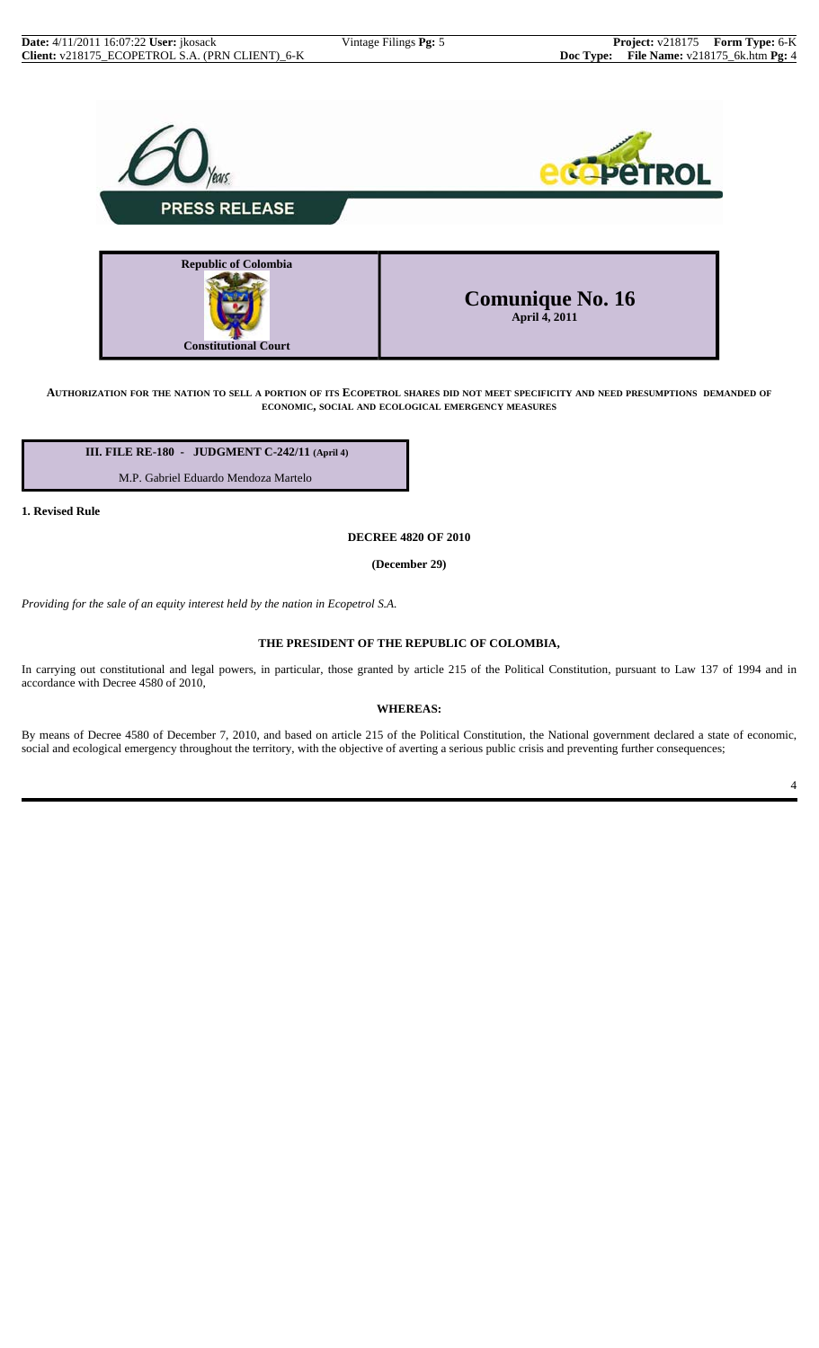PRESS RELEASE

| Republic of Colombia<br><br>Constitutional Court | **Comunique No. 16**<br>April 4, 2011 |
|---|---|

**AUTHORIZATION FOR THE NATION TO SELL A PORTION OF ITS ECOPETROL SHARES DID NOT MEET SPECIFICITY AND NEED PRESUMPTIONS DEMANDED OF ECONOMIC, SOCIAL AND ECOLOGICAL EMERGENCY MEASURES**

**III. FILE RE-180 - JUDGMENT C-242/11 (April 4)**

M.P. Gabriel Eduardo Mendoza Martelo

**1. Revised Rule**

**DECREE 4820 OF 2010**

**(December 29)**

*Providing for the sale of an equity interest held by the nation in Ecopetrol S.A.*

**THE PRESIDENT OF THE REPUBLIC OF COLOMBIA,**

In carrying out constitutional and legal powers, in particular, those granted by article 215 of the Political Constitution, pursuant to Law 137 of 1994 and in accordance with Decree 4580 of 2010,

**WHEREAS:**

By means of Decree 4580 of December 7, 2010, and based on article 215 of the Political Constitution, the National government declared a state of economic, social and ecological emergency throughout the territory, with the objective of averting a serious public crisis and preventing further consequences;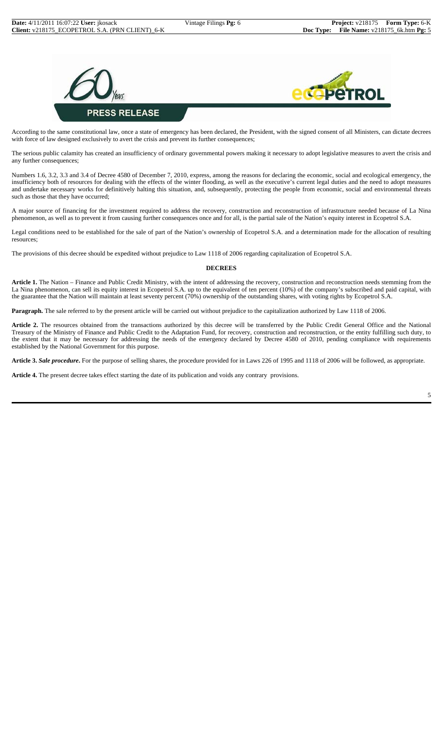According to the same constitutional law, once a state of emergency has been declared, the President, with the signed consent of all Ministers, can dictate decrees with force of law designed exclusively to avert the crisis and prevent its further consequences;

The serious public calamity has created an insufficiency of ordinary governmental powers making it necessary to adopt legislative measures to avert the crisis and any further consequences;

Numbers 1.6, 3.2, 3.3 and 3.4 of Decree 4580 of December 7, 2010, express, among the reasons for declaring the economic, social and ecological emergency, the insufficiency both of resources for dealing with the effects of the winter flooding, as well as the executive's current legal duties and the need to adopt measures and undertake necessary works for definitively halting this situation, and, subsequently, protecting the people from economic, social and environmental threats such as those that they have occurred;

A major source of financing for the investment required to address the recovery, construction and reconstruction of infrastructure needed because of La Nina phenomenon, as well as to prevent it from causing further consequences once and for all, is the partial sale of the Nation's equity interest in Ecopetrol S.A.

Legal conditions need to be established for the sale of part of the Nation's ownership of Ecopetrol S.A. and a determination made for the allocation of resulting resources;

The provisions of this decree should be expedited without prejudice to Law 1118 of 2006 regarding capitalization of Ecopetrol S.A.

## DECREES

**Article 1.** The Nation – Finance and Public Credit Ministry, with the intent of addressing the recovery, construction and reconstruction needs stemming from the La Nina phenomenon, can sell its equity interest in Ecopetrol S.A. up to the equivalent of ten percent (10%) of the company's subscribed and paid capital, with the guarantee that the Nation will maintain at least seventy percent (70%) ownership of the outstanding shares, with voting rights by Ecopetrol S.A.

**Paragraph.** The sale referred to by the present article will be carried out without prejudice to the capitalization authorized by Law 1118 of 2006.

**Article 2.** The resources obtained from the transactions authorized by this decree will be transferred by the Public Credit General Office and the National Treasury of the Ministry of Finance and Public Credit to the Adaptation Fund, for recovery, construction and reconstruction, or the entity fulfilling such duty, to the extent that it may be necessary for addressing the needs of the emergency declared by Decree 4580 of 2010, pending compliance with requirements established by the National Government for this purpose.

**Article 3.** ***Sale procedure*.** For the purpose of selling shares, the procedure provided for in Laws 226 of 1995 and 1118 of 2006 will be followed, as appropriate.

**Article 4.** The present decree takes effect starting the date of its publication and voids any contrary provisions.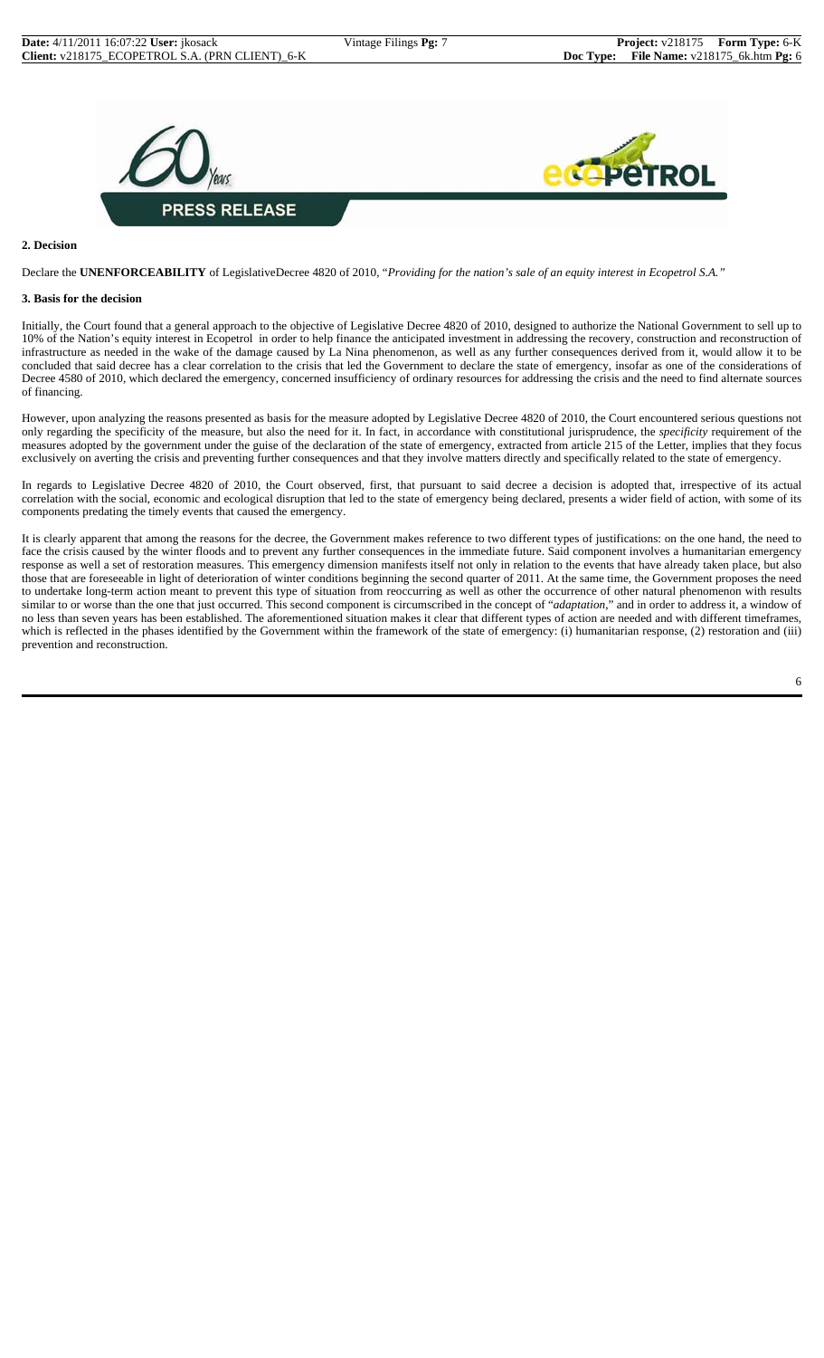**2. Decision**

Declare the **UNENFORCEABILITY** of LegislativeDecree 4820 of 2010, "*Providing for the nation's sale of an equity interest in Ecopetrol S.A.*"

**3. Basis for the decision**

Initially, the Court found that a general approach to the objective of Legislative Decree 4820 of 2010, designed to authorize the National Government to sell up to 10% of the Nation's equity interest in Ecopetrol in order to help finance the anticipated investment in addressing the recovery, construction and reconstruction of infrastructure as needed in the wake of the damage caused by La Nina phenomenon, as well as any further consequences derived from it, would allow it to be concluded that said decree has a clear correlation to the crisis that led the Government to declare the state of emergency, insofar as one of the considerations of Decree 4580 of 2010, which declared the emergency, concerned insufficiency of ordinary resources for addressing the crisis and the need to find alternate sources of financing.

However, upon analyzing the reasons presented as basis for the measure adopted by Legislative Decree 4820 of 2010, the Court encountered serious questions not only regarding the specificity of the measure, but also the need for it. In fact, in accordance with constitutional jurisprudence, the *specificity* requirement of the measures adopted by the government under the guise of the declaration of the state of emergency, extracted from article 215 of the Letter, implies that they focus exclusively on averting the crisis and preventing further consequences and that they involve matters directly and specifically related to the state of emergency.

In regards to Legislative Decree 4820 of 2010, the Court observed, first, that pursuant to said decree a decision is adopted that, irrespective of its actual correlation with the social, economic and ecological disruption that led to the state of emergency being declared, presents a wider field of action, with some of its components predating the timely events that caused the emergency.

It is clearly apparent that among the reasons for the decree, the Government makes reference to two different types of justifications: on the one hand, the need to face the crisis caused by the winter floods and to prevent any further consequences in the immediate future. Said component involves a humanitarian emergency response as well a set of restoration measures. This emergency dimension manifests itself not only in relation to the events that have already taken place, but also those that are foreseeable in light of deterioration of winter conditions beginning the second quarter of 2011. At the same time, the Government proposes the need to undertake long-term action meant to prevent this type of situation from reoccurring as well as other the occurrence of other natural phenomenon with results similar to or worse than the one that just occurred. This second component is circumscribed in the concept of "*adaptation*," and in order to address it, a window of no less than seven years has been established. The aforementioned situation makes it clear that different types of action are needed and with different timeframes, which is reflected in the phases identified by the Government within the framework of the state of emergency: (i) humanitarian response, (2) restoration and (iii) prevention and reconstruction.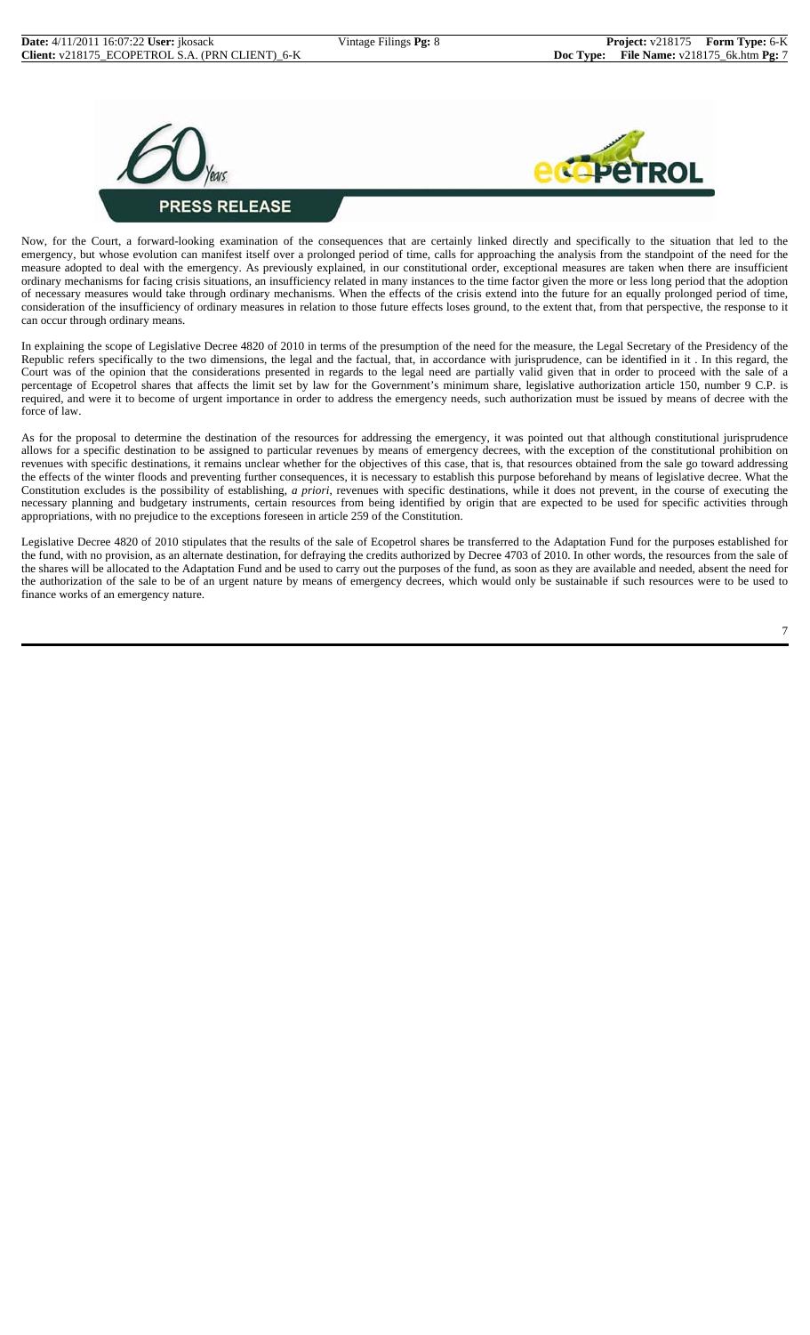**PRESS RELEASE**

Now, for the Court, a forward-looking examination of the consequences that are certainly linked directly and specifically to the situation that led to the emergency, but whose evolution can manifest itself over a prolonged period of time, calls for approaching the analysis from the standpoint of the need for the measure adopted to deal with the emergency. As previously explained, in our constitutional order, exceptional measures are taken when there are insufficient ordinary mechanisms for facing crisis situations, an insufficiency related in many instances to the time factor given the more or less long period that the adoption of necessary measures would take through ordinary mechanisms. When the effects of the crisis extend into the future for an equally prolonged period of time, consideration of the insufficiency of ordinary measures in relation to those future effects loses ground, to the extent that, from that perspective, the response to it can occur through ordinary means.

In explaining the scope of Legislative Decree 4820 of 2010 in terms of the presumption of the need for the measure, the Legal Secretary of the Presidency of the Republic refers specifically to the two dimensions, the legal and the factual, that, in accordance with jurisprudence, can be identified in it . In this regard, the Court was of the opinion that the considerations presented in regards to the legal need are partially valid given that in order to proceed with the sale of a percentage of Ecopetrol shares that affects the limit set by law for the Government's minimum share, legislative authorization article 150, number 9 C.P. is required, and were it to become of urgent importance in order to address the emergency needs, such authorization must be issued by means of decree with the force of law.

As for the proposal to determine the destination of the resources for addressing the emergency, it was pointed out that although constitutional jurisprudence allows for a specific destination to be assigned to particular revenues by means of emergency decrees, with the exception of the constitutional prohibition on revenues with specific destinations, it remains unclear whether for the objectives of this case, that is, that resources obtained from the sale go toward addressing the effects of the winter floods and preventing further consequences, it is necessary to establish this purpose beforehand by means of legislative decree. What the Constitution excludes is the possibility of establishing, *a priori*, revenues with specific destinations, while it does not prevent, in the course of executing the necessary planning and budgetary instruments, certain resources from being identified by origin that are expected to be used for specific activities through appropriations, with no prejudice to the exceptions foreseen in article 259 of the Constitution.

Legislative Decree 4820 of 2010 stipulates that the results of the sale of Ecopetrol shares be transferred to the Adaptation Fund for the purposes established for the fund, with no provision, as an alternate destination, for defraying the credits authorized by Decree 4703 of 2010. In other words, the resources from the sale of the shares will be allocated to the Adaptation Fund and be used to carry out the purposes of the fund, as soon as they are available and needed, absent the need for the authorization of the sale to be of an urgent nature by means of emergency decrees, which would only be sustainable if such resources were to be used to finance works of an emergency nature.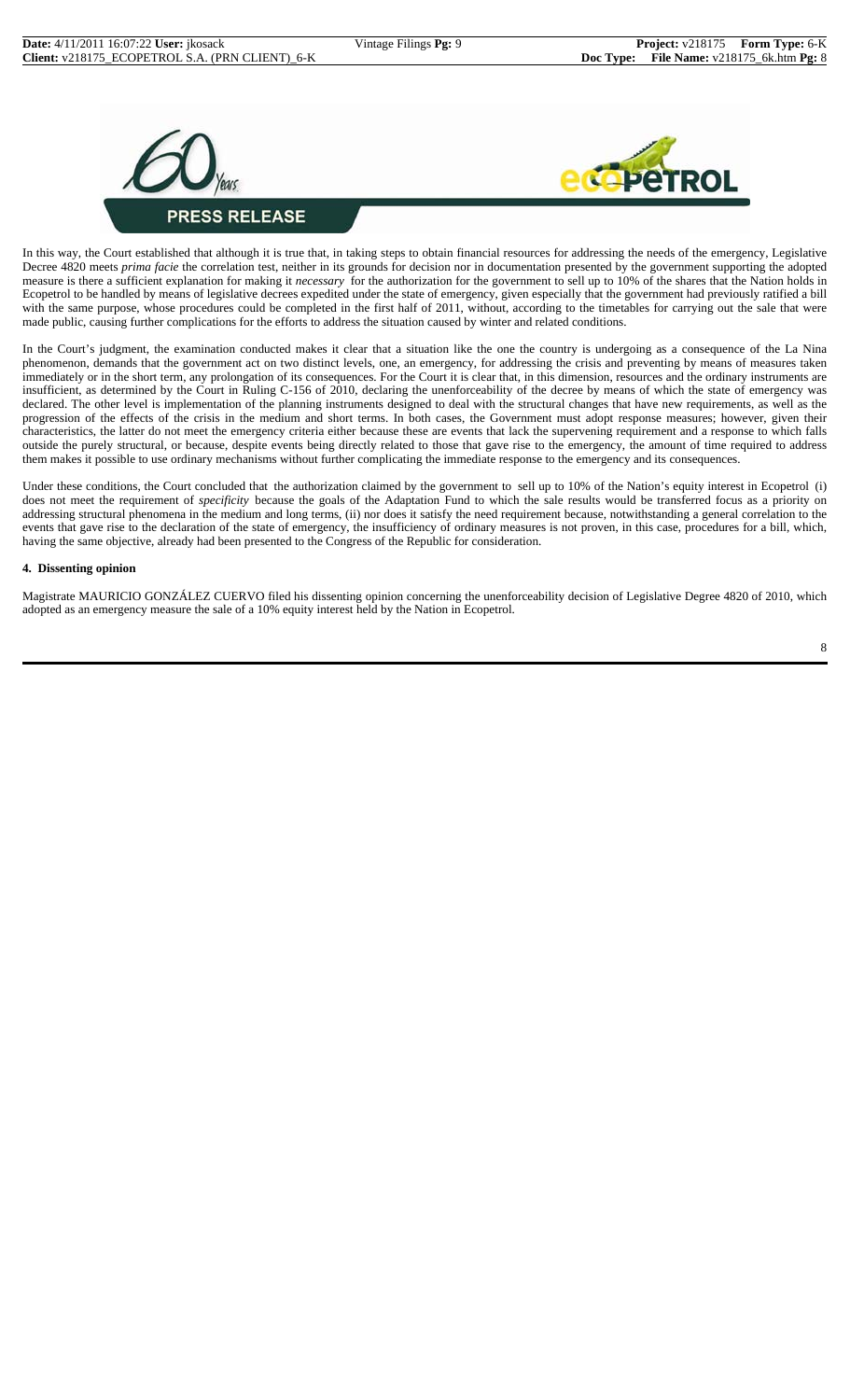**PRESS RELEASE**

In this way, the Court established that although it is true that, in taking steps to obtain financial resources for addressing the needs of the emergency, Legislative Decree 4820 meets *prima facie* the correlation test, neither in its grounds for decision nor in documentation presented by the government supporting the adopted measure is there a sufficient explanation for making it *necessary* for the authorization for the government to sell up to 10% of the shares that the Nation holds in Ecopetrol to be handled by means of legislative decrees expedited under the state of emergency, given especially that the government had previously ratified a bill with the same purpose, whose procedures could be completed in the first half of 2011, without, according to the timetables for carrying out the sale that were made public, causing further complications for the efforts to address the situation caused by winter and related conditions.

In the Court's judgment, the examination conducted makes it clear that a situation like the one the country is undergoing as a consequence of the La Nina phenomenon, demands that the government act on two distinct levels, one, an emergency, for addressing the crisis and preventing by means of measures taken immediately or in the short term, any prolongation of its consequences. For the Court it is clear that, in this dimension, resources and the ordinary instruments are insufficient, as determined by the Court in Ruling C-156 of 2010, declaring the unenforceability of the decree by means of which the state of emergency was declared. The other level is implementation of the planning instruments designed to deal with the structural changes that have new requirements, as well as the progression of the effects of the crisis in the medium and short terms. In both cases, the Government must adopt response measures; however, given their characteristics, the latter do not meet the emergency criteria either because these are events that lack the supervening requirement and a response to which falls outside the purely structural, or because, despite events being directly related to those that gave rise to the emergency, the amount of time required to address them makes it possible to use ordinary mechanisms without further complicating the immediate response to the emergency and its consequences.

Under these conditions, the Court concluded that the authorization claimed by the government to sell up to 10% of the Nation's equity interest in Ecopetrol (i) does not meet the requirement of *specificity* because the goals of the Adaptation Fund to which the sale results would be transferred focus as a priority on addressing structural phenomena in the medium and long terms, (ii) nor does it satisfy the need requirement because, notwithstanding a general correlation to the events that gave rise to the declaration of the state of emergency, the insufficiency of ordinary measures is not proven, in this case, procedures for a bill, which, having the same objective, already had been presented to the Congress of the Republic for consideration.

#### 4. Dissenting opinion

Magistrate MAURICIO GONZÁLEZ CUERVO filed his dissenting opinion concerning the unenforceability decision of Legislative Degree 4820 of 2010, which adopted as an emergency measure the sale of a 10% equity interest held by the Nation in Ecopetrol.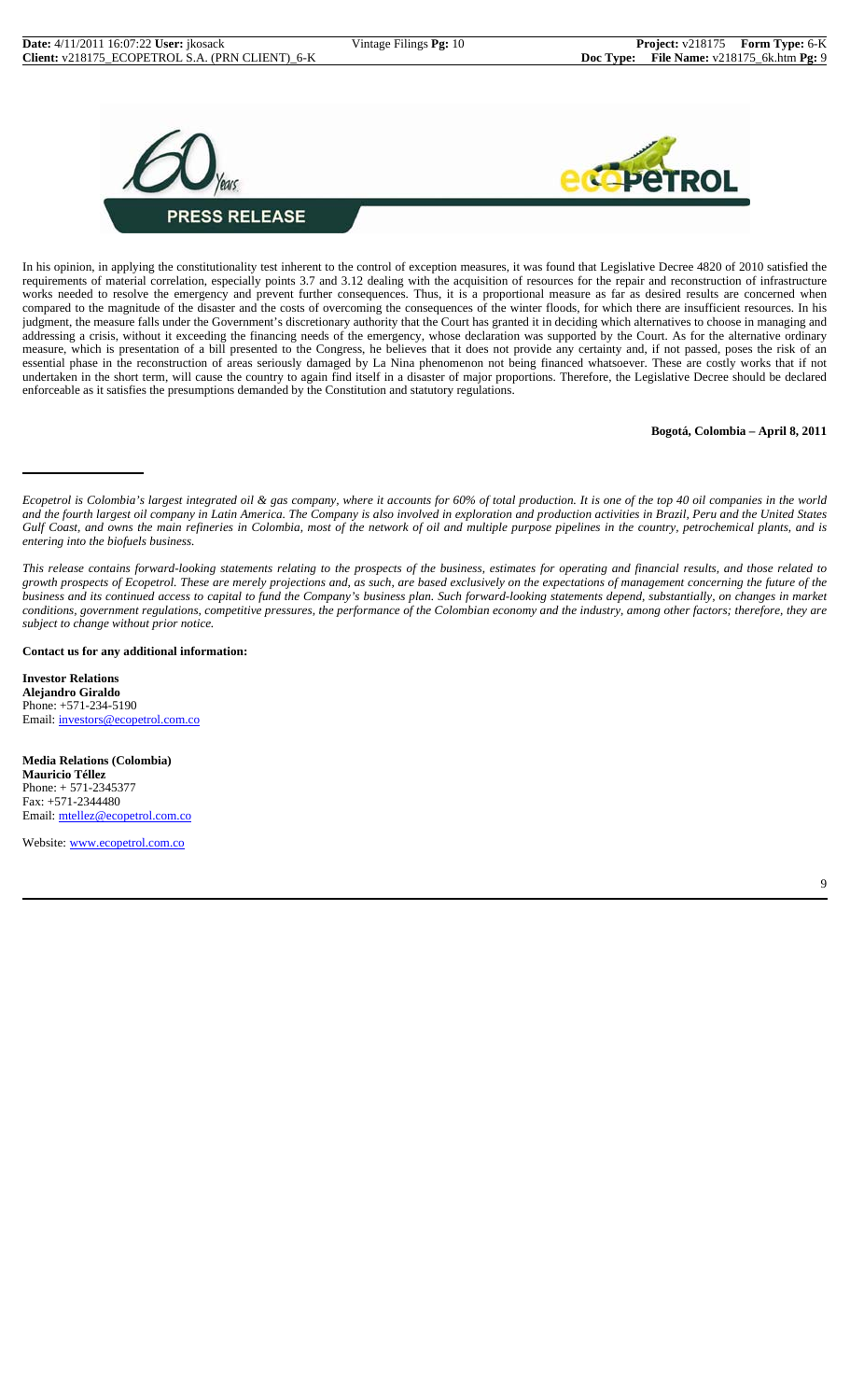In his opinion, in applying the constitutionality test inherent to the control of exception measures, it was found that Legislative Decree 4820 of 2010 satisfied the requirements of material correlation, especially points 3.7 and 3.12 dealing with the acquisition of resources for the repair and reconstruction of infrastructure works needed to resolve the emergency and prevent further consequences. Thus, it is a proportional measure as far as desired results are concerned when compared to the magnitude of the disaster and the costs of overcoming the consequences of the winter floods, for which there are insufficient resources. In his judgment, the measure falls under the Government's discretionary authority that the Court has granted it in deciding which alternatives to choose in managing and addressing a crisis, without it exceeding the financing needs of the emergency, whose declaration was supported by the Court. As for the alternative ordinary measure, which is presentation of a bill presented to the Congress, he believes that it does not provide any certainty and, if not passed, poses the risk of an essential phase in the reconstruction of areas seriously damaged by La Nina phenomenon not being financed whatsoever. These are costly works that if not undertaken in the short term, will cause the country to again find itself in a disaster of major proportions. Therefore, the Legislative Decree should be declared enforceable as it satisfies the presumptions demanded by the Constitution and statutory regulations.

**Bogotá, Colombia – April 8, 2011**

---

*Ecopetrol is Colombia's largest integrated oil & gas company, where it accounts for 60% of total production. It is one of the top 40 oil companies in the world and the fourth largest oil company in Latin America. The Company is also involved in exploration and production activities in Brazil, Peru and the United States Gulf Coast, and owns the main refineries in Colombia, most of the network of oil and multiple purpose pipelines in the country, petrochemical plants, and is entering into the biofuels business.*

*This release contains forward-looking statements relating to the prospects of the business, estimates for operating and financial results, and those related to growth prospects of Ecopetrol. These are merely projections and, as such, are based exclusively on the expectations of management concerning the future of the business and its continued access to capital to fund the Company's business plan. Such forward-looking statements depend, substantially, on changes in market conditions, government regulations, competitive pressures, the performance of the Colombian economy and the industry, among other factors; therefore, they are subject to change without prior notice.*

**Contact us for any additional information:**

**Investor Relations**
**Alejandro Giraldo**
Phone: +571-234-5190
Email: investors@ecopetrol.com.co

**Media Relations (Colombia)**
**Mauricio Téllez**
Phone: + 571-2345377
Fax: +571-2344480
Email: mtellez@ecopetrol.com.co

Website: www.ecopetrol.com.co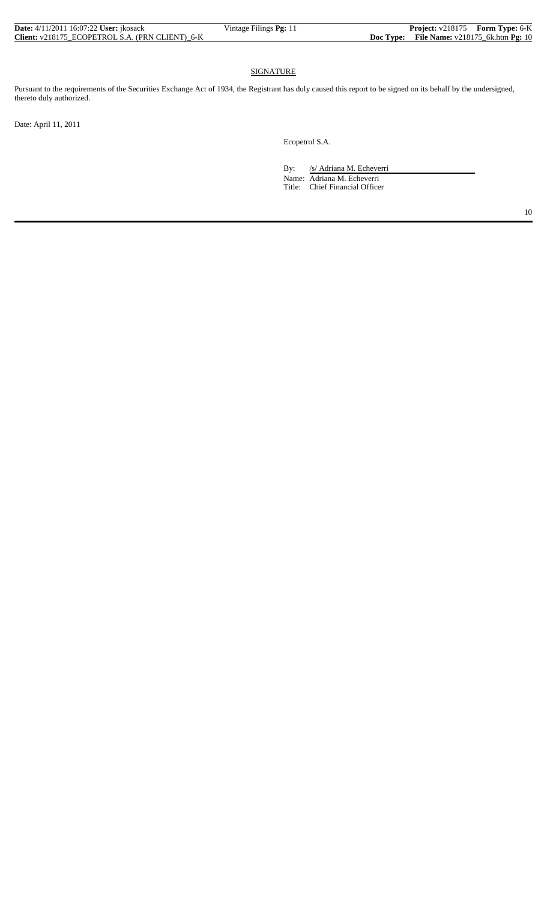## SIGNATURE

Pursuant to the requirements of the Securities Exchange Act of 1934, the Registrant has duly caused this report to be signed on its behalf by the undersigned, thereto duly authorized.

Date: April 11, 2011

Ecopetrol S.A.

By: /s/ Adriana M. Echeverri

Name: Adriana M. Echeverri

Title: Chief Financial Officer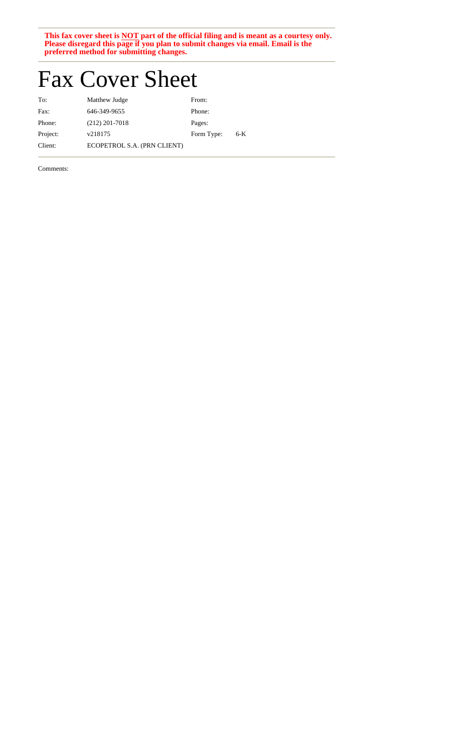**This fax cover sheet is NOT part of the official filing and is meant as a courtesy only. Please disregard this page if you plan to submit changes via email. Email is the preferred method for submitting changes.**

# Fax Cover Sheet

| | | | |
|---|---|---|---|
| To: | Matthew Judge | From: | |
| Fax: | 646-349-9655 | Phone: | |
| Phone: | (212) 201-7018 | Pages: | |
| Project: | v218175 | Form Type: | 6-K |
| Client: | ECOPETROL S.A. (PRN CLIENT) | | |

Comments: